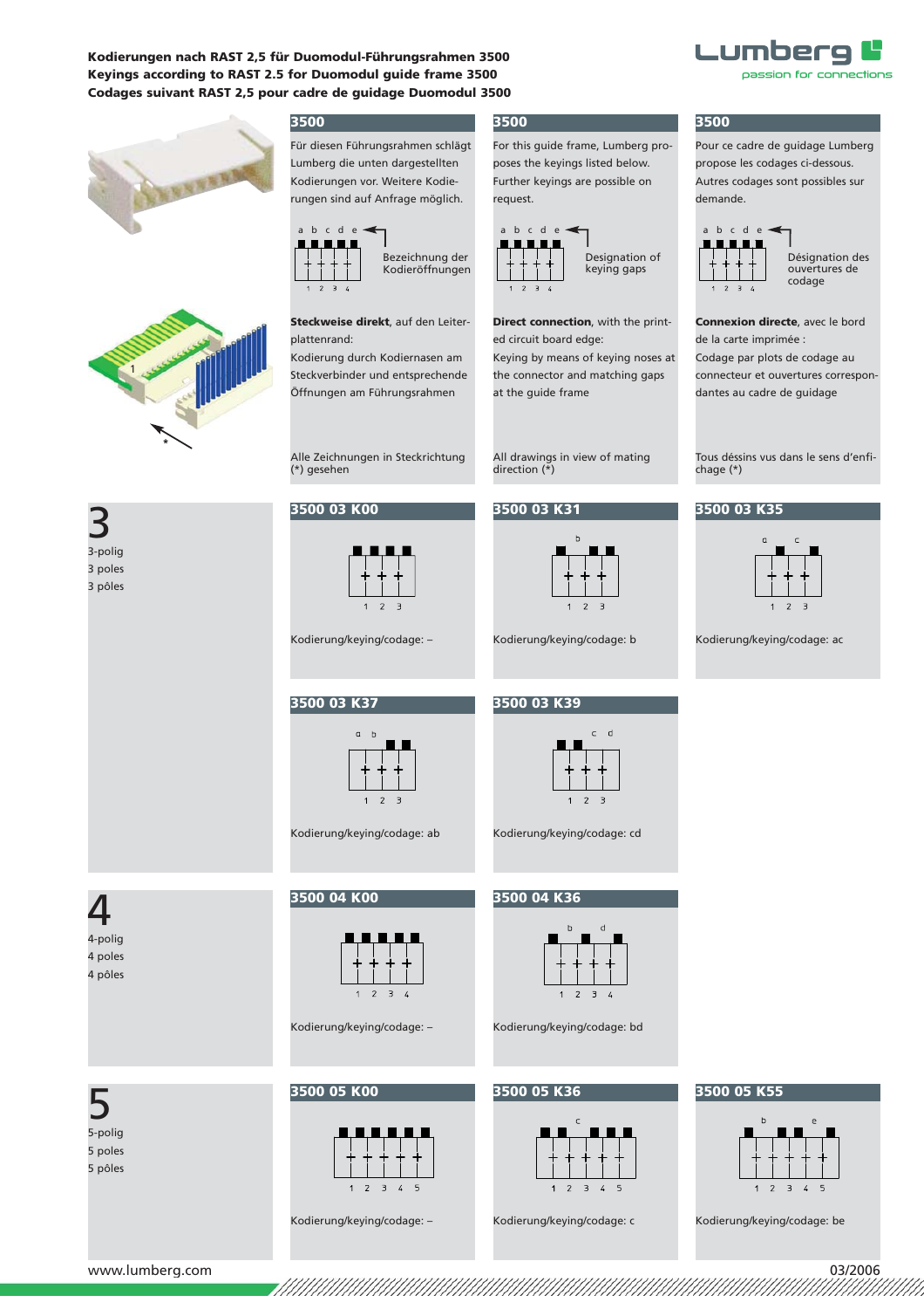**Kodierungen nach RAST 2,5 für Duomodul-Führungsrahmen 3500**
**Keyings according to RAST 2.5 for Duomodul guide frame 3500**
**Codages suivant RAST 2,5 pour cadre de guidage Duomodul 3500**

## 3500

Für diesen Führungsrahmen schlägt Lumberg die unten dargestellten Kodierungen vor. Weitere Kodierungen sind auf Anfrage möglich.

a b c d e — Bezeichnung der Kodieröffnungen

**Steckweise direkt**, auf den Leiterplattenrand:
Kodierung durch Kodiernasen am Steckverbinder und entsprechende Öffnungen am Führungsrahmen

Alle Zeichnungen in Steckrichtung (*) gesehen

## 3500

For this guide frame, Lumberg proposes the keyings listed below. Further keyings are possible on request.

a b c d e — Designation of keying gaps

**Direct connection**, with the printed circuit board edge:
Keying by means of keying noses at the connector and matching gaps at the guide frame

All drawings in view of mating direction (*)

## 3500

Pour ce cadre de guidage Lumberg propose les codages ci-dessous. Autres codages sont possibles sur demande.

a b c d e — Désignation des ouvertures de codage

**Connexion directe**, avec le bord de la carte imprimée :
Codage par plots de codage au connecteur et ouvertures correspondantes au cadre de guidage

Tous déssins vus dans le sens d'enfichage (*)

## 3

3-polig
3 poles
3 pôles

### 3500 03 K00

Kodierung/keying/codage: –

### 3500 03 K31

Kodierung/keying/codage: b

### 3500 03 K35

Kodierung/keying/codage: ac

### 3500 03 K37

Kodierung/keying/codage: ab

### 3500 03 K39

Kodierung/keying/codage: cd

## 4

4-polig
4 poles
4 pôles

### 3500 04 K00

Kodierung/keying/codage: –

### 3500 04 K36

Kodierung/keying/codage: bd

## 5

5-polig
5 poles
5 pôles

### 3500 05 K00

Kodierung/keying/codage: –

### 3500 05 K36

Kodierung/keying/codage: c

### 3500 05 K55

Kodierung/keying/codage: be

www.lumberg.com

03/2006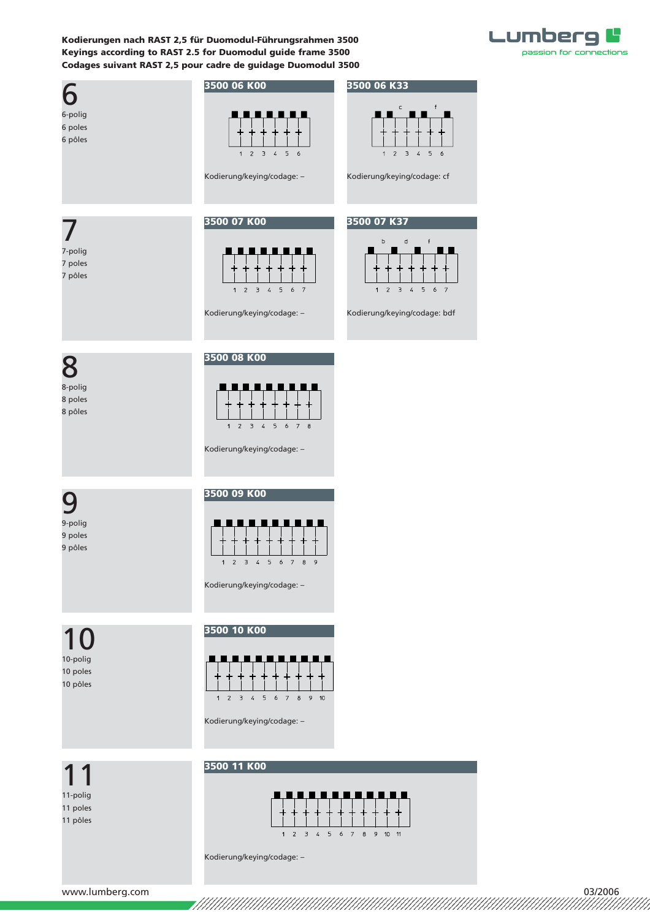**Kodierungen nach RAST 2,5 für Duomodul-Führungsrahmen 3500**
**Keyings according to RAST 2.5 for Duomodul guide frame 3500**
**Codages suivant RAST 2,5 pour cadre de guidage Duomodul 3500**

## 6

6-polig
6 poles
6 pôles

### 3500 06 K00

1 2 3 4 5 6

Kodierung/keying/codage: –

### 3500 06 K33

c f

1 2 3 4 5 6

Kodierung/keying/codage: cf

## 7

7-polig
7 poles
7 pôles

### 3500 07 K00

1 2 3 4 5 6 7

Kodierung/keying/codage: –

### 3500 07 K37

b d f

1 2 3 4 5 6 7

Kodierung/keying/codage: bdf

## 8

8-polig
8 poles
8 pôles

### 3500 08 K00

1 2 3 4 5 6 7 8

Kodierung/keying/codage: –

## 9

9-polig
9 poles
9 pôles

### 3500 09 K00

1 2 3 4 5 6 7 8 9

Kodierung/keying/codage: –

## 10

10-polig
10 poles
10 pôles

### 3500 10 K00

1 2 3 4 5 6 7 8 9 10

Kodierung/keying/codage: –

## 11

11-polig
11 poles
11 pôles

### 3500 11 K00

1 2 3 4 5 6 7 8 9 10 11

Kodierung/keying/codage: –

www.lumberg.com

03/2006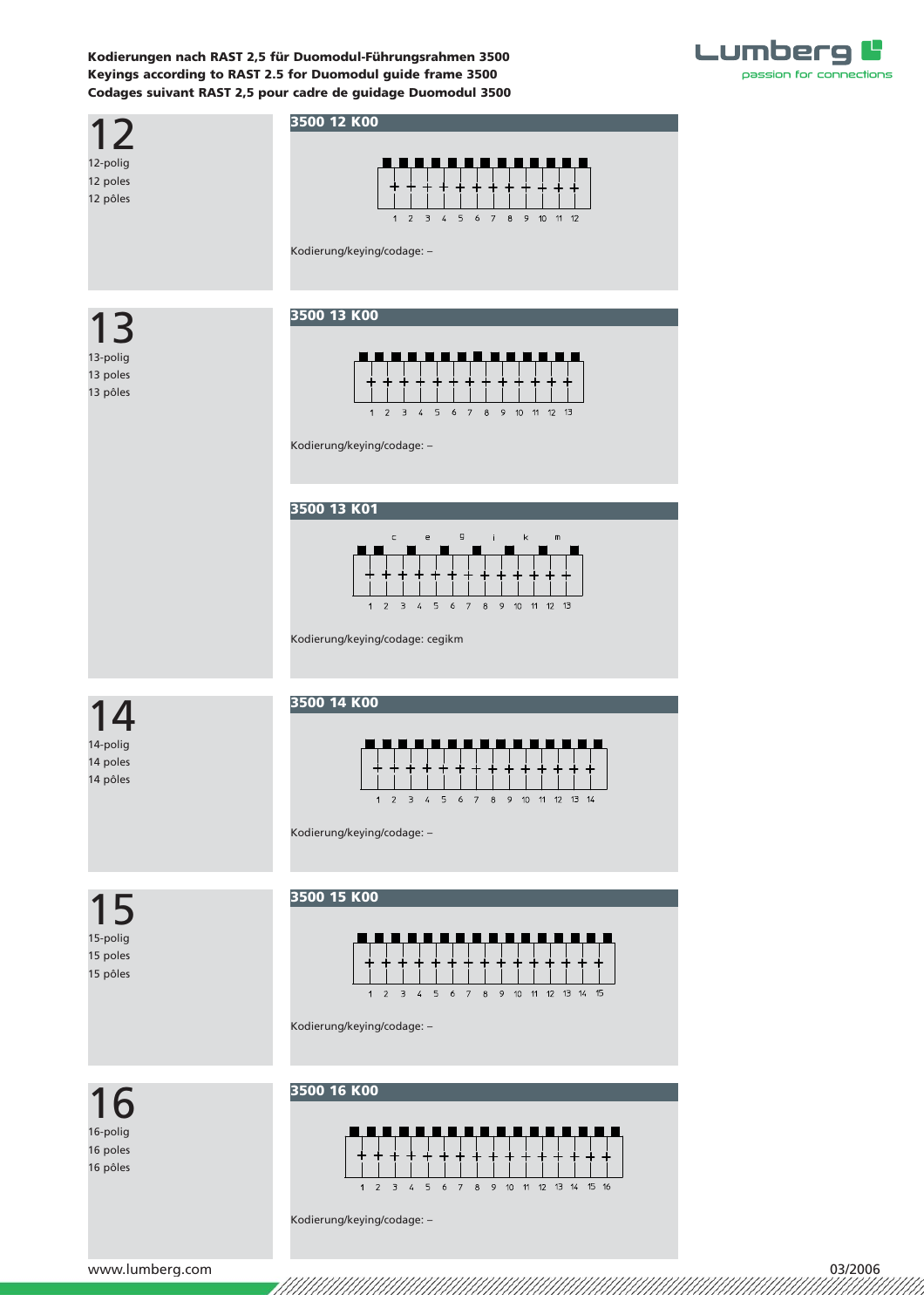**Kodierungen nach RAST 2,5 für Duomodul-Führungsrahmen 3500**
**Keyings according to RAST 2.5 for Duomodul guide frame 3500**
**Codages suivant RAST 2,5 pour cadre de guidage Duomodul 3500**

## 12

12-polig
12 poles
12 pôles

### 3500 12 K00

1 2 3 4 5 6 7 8 9 10 11 12

Kodierung/keying/codage: –

## 13

13-polig
13 poles
13 pôles

### 3500 13 K00

1 2 3 4 5 6 7 8 9 10 11 12 13

Kodierung/keying/codage: –

### 3500 13 K01

c e g i k m

1 2 3 4 5 6 7 8 9 10 11 12 13

Kodierung/keying/codage: cegikm

## 14

14-polig
14 poles
14 pôles

### 3500 14 K00

1 2 3 4 5 6 7 8 9 10 11 12 13 14

Kodierung/keying/codage: –

## 15

15-polig
15 poles
15 pôles

### 3500 15 K00

1 2 3 4 5 6 7 8 9 10 11 12 13 14 15

Kodierung/keying/codage: –

## 16

16-polig
16 poles
16 pôles

### 3500 16 K00

1 2 3 4 5 6 7 8 9 10 11 12 13 14 15 16

Kodierung/keying/codage: –

www.lumberg.com

03/2006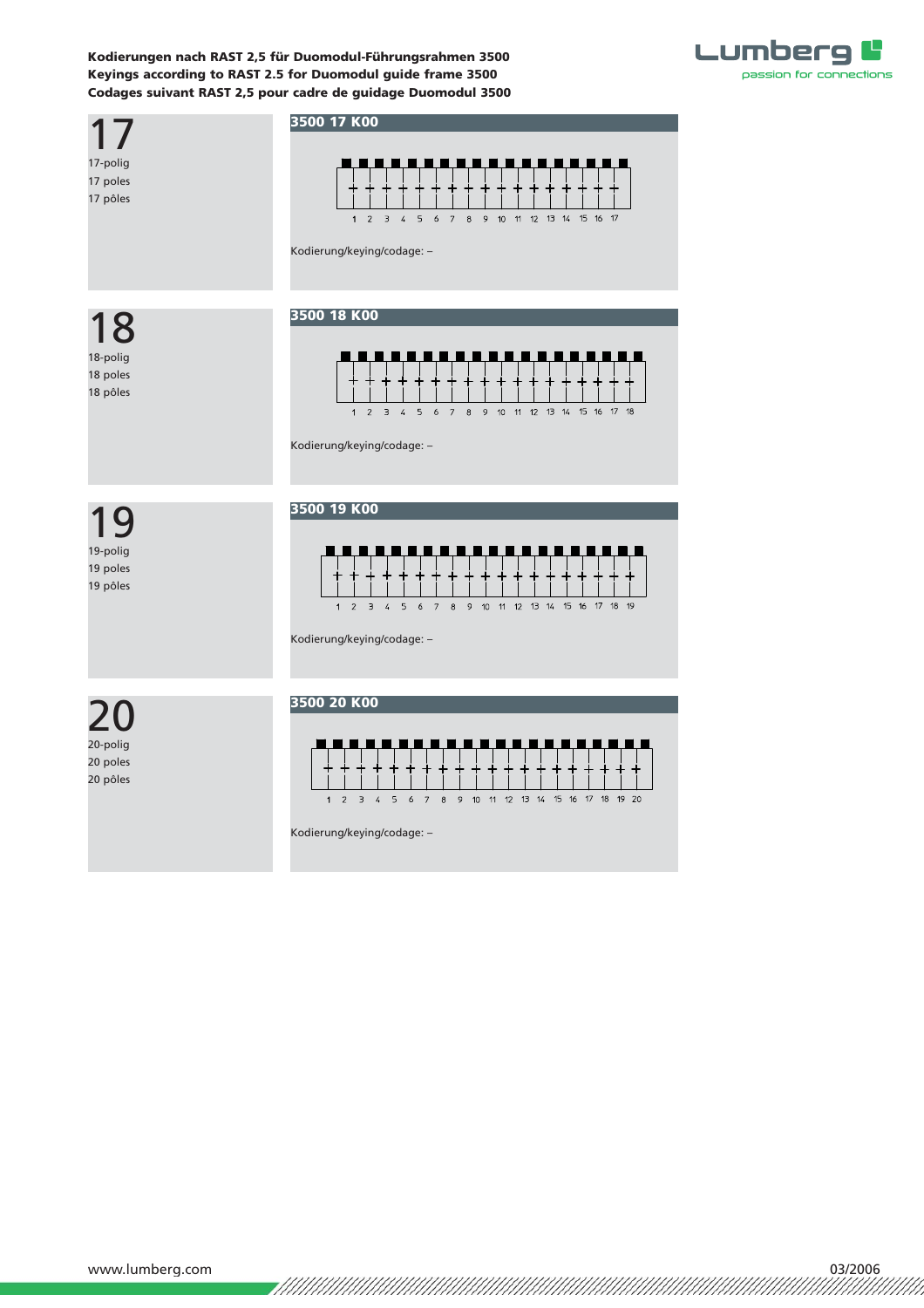**Kodierungen nach RAST 2,5 für Duomodul-Führungsrahmen 3500**
**Keyings according to RAST 2.5 for Duomodul guide frame 3500**
**Codages suivant RAST 2,5 pour cadre de guidage Duomodul 3500**

# 17

17-polig
17 poles
17 pôles

## 3500 17 K00

1 2 3 4 5 6 7 8 9 10 11 12 13 14 15 16 17

Kodierung/keying/codage: –

# 18

18-polig
18 poles
18 pôles

## 3500 18 K00

1 2 3 4 5 6 7 8 9 10 11 12 13 14 15 16 17 18

Kodierung/keying/codage: –

# 19

19-polig
19 poles
19 pôles

## 3500 19 K00

1 2 3 4 5 6 7 8 9 10 11 12 13 14 15 16 17 18 19

Kodierung/keying/codage: –

# 20

20-polig
20 poles
20 pôles

## 3500 20 K00

1 2 3 4 5 6 7 8 9 10 11 12 13 14 15 16 17 18 19 20

Kodierung/keying/codage: –

www.lumberg.com

03/2006